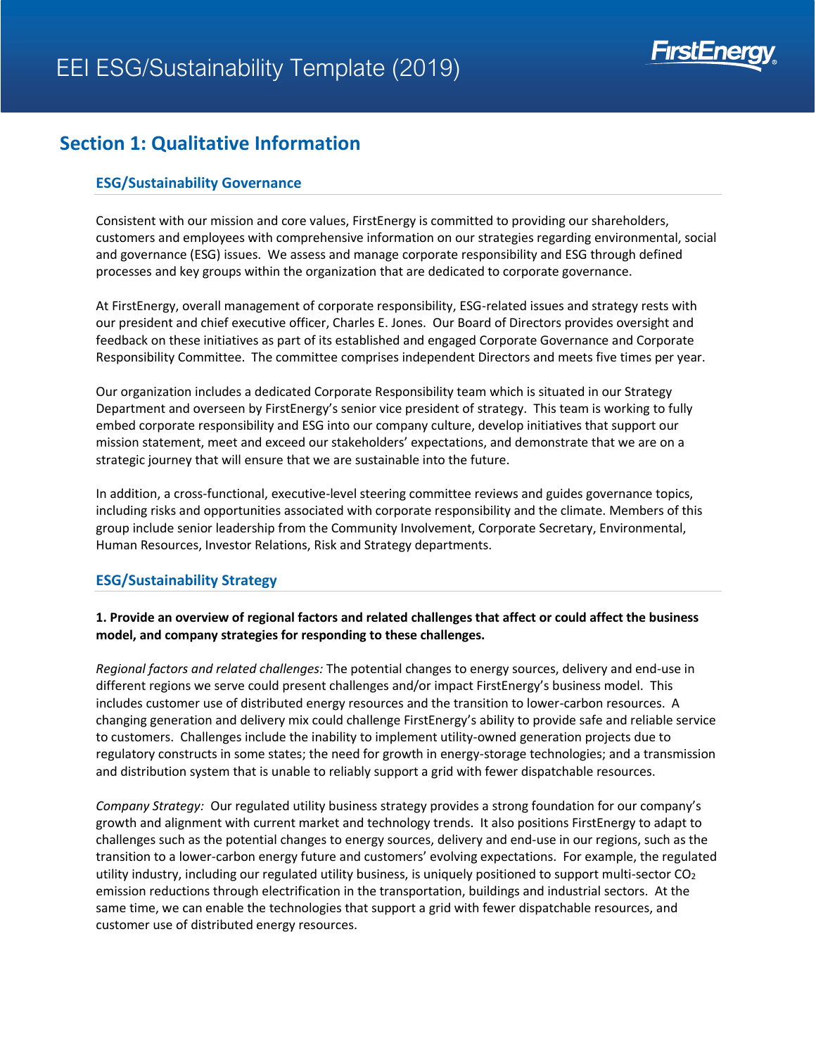# EEI ESG/Sustainability Template (2019)

## Section 1: Qualitative Information

### ESG/Sustainability Governance

Consistent with our mission and core values, FirstEnergy is committed to providing our shareholders, customers and employees with comprehensive information on our strategies regarding environmental, social and governance (ESG) issues. We assess and manage corporate responsibility and ESG through defined processes and key groups within the organization that are dedicated to corporate governance.

At FirstEnergy, overall management of corporate responsibility, ESG-related issues and strategy rests with our president and chief executive officer, Charles E. Jones. Our Board of Directors provides oversight and feedback on these initiatives as part of its established and engaged Corporate Governance and Corporate Responsibility Committee. The committee comprises independent Directors and meets five times per year.

Our organization includes a dedicated Corporate Responsibility team which is situated in our Strategy Department and overseen by FirstEnergy's senior vice president of strategy. This team is working to fully embed corporate responsibility and ESG into our company culture, develop initiatives that support our mission statement, meet and exceed our stakeholders' expectations, and demonstrate that we are on a strategic journey that will ensure that we are sustainable into the future.

In addition, a cross-functional, executive-level steering committee reviews and guides governance topics, including risks and opportunities associated with corporate responsibility and the climate. Members of this group include senior leadership from the Community Involvement, Corporate Secretary, Environmental, Human Resources, Investor Relations, Risk and Strategy departments.

### ESG/Sustainability Strategy

**1. Provide an overview of regional factors and related challenges that affect or could affect the business model, and company strategies for responding to these challenges.**

*Regional factors and related challenges:* The potential changes to energy sources, delivery and end-use in different regions we serve could present challenges and/or impact FirstEnergy's business model. This includes customer use of distributed energy resources and the transition to lower-carbon resources. A changing generation and delivery mix could challenge FirstEnergy's ability to provide safe and reliable service to customers. Challenges include the inability to implement utility-owned generation projects due to regulatory constructs in some states; the need for growth in energy-storage technologies; and a transmission and distribution system that is unable to reliably support a grid with fewer dispatchable resources.

*Company Strategy:* Our regulated utility business strategy provides a strong foundation for our company's growth and alignment with current market and technology trends. It also positions FirstEnergy to adapt to challenges such as the potential changes to energy sources, delivery and end-use in our regions, such as the transition to a lower-carbon energy future and customers' evolving expectations. For example, the regulated utility industry, including our regulated utility business, is uniquely positioned to support multi-sector $CO_2$ emission reductions through electrification in the transportation, buildings and industrial sectors. At the same time, we can enable the technologies that support a grid with fewer dispatchable resources, and customer use of distributed energy resources.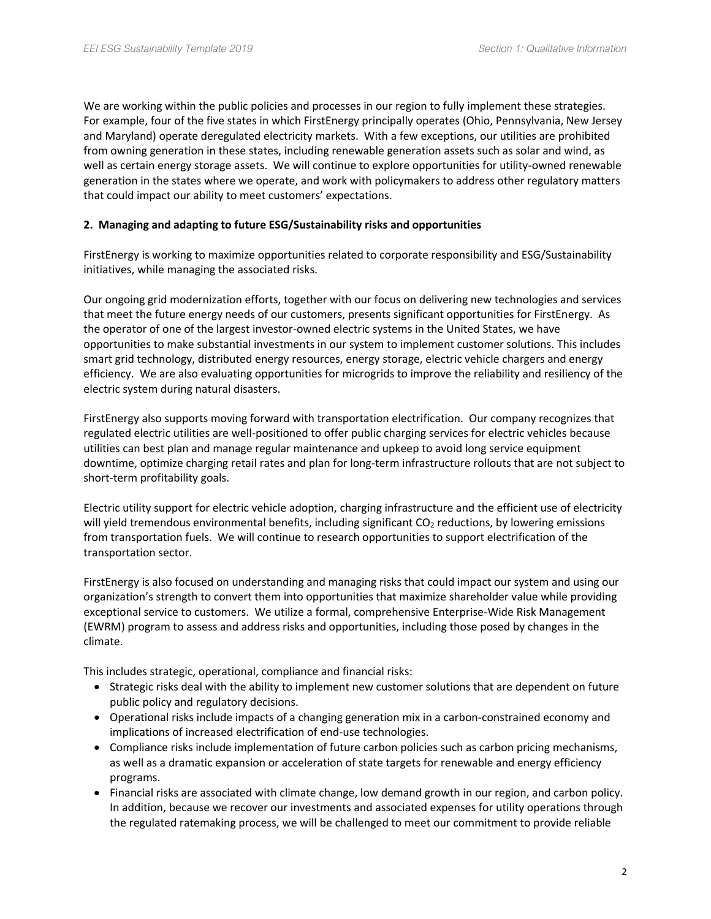We are working within the public policies and processes in our region to fully implement these strategies. For example, four of the five states in which FirstEnergy principally operates (Ohio, Pennsylvania, New Jersey and Maryland) operate deregulated electricity markets. With a few exceptions, our utilities are prohibited from owning generation in these states, including renewable generation assets such as solar and wind, as well as certain energy storage assets. We will continue to explore opportunities for utility-owned renewable generation in the states where we operate, and work with policymakers to address other regulatory matters that could impact our ability to meet customers' expectations.

**2. Managing and adapting to future ESG/Sustainability risks and opportunities**

FirstEnergy is working to maximize opportunities related to corporate responsibility and ESG/Sustainability initiatives, while managing the associated risks.

Our ongoing grid modernization efforts, together with our focus on delivering new technologies and services that meet the future energy needs of our customers, presents significant opportunities for FirstEnergy. As the operator of one of the largest investor-owned electric systems in the United States, we have opportunities to make substantial investments in our system to implement customer solutions. This includes smart grid technology, distributed energy resources, energy storage, electric vehicle chargers and energy efficiency. We are also evaluating opportunities for microgrids to improve the reliability and resiliency of the electric system during natural disasters.

FirstEnergy also supports moving forward with transportation electrification. Our company recognizes that regulated electric utilities are well-positioned to offer public charging services for electric vehicles because utilities can best plan and manage regular maintenance and upkeep to avoid long service equipment downtime, optimize charging retail rates and plan for long-term infrastructure rollouts that are not subject to short-term profitability goals.

Electric utility support for electric vehicle adoption, charging infrastructure and the efficient use of electricity will yield tremendous environmental benefits, including significant $CO_2$ reductions, by lowering emissions from transportation fuels. We will continue to research opportunities to support electrification of the transportation sector.

FirstEnergy is also focused on understanding and managing risks that could impact our system and using our organization's strength to convert them into opportunities that maximize shareholder value while providing exceptional service to customers. We utilize a formal, comprehensive Enterprise-Wide Risk Management (EWRM) program to assess and address risks and opportunities, including those posed by changes in the climate.

This includes strategic, operational, compliance and financial risks:

- Strategic risks deal with the ability to implement new customer solutions that are dependent on future public policy and regulatory decisions.
- Operational risks include impacts of a changing generation mix in a carbon-constrained economy and implications of increased electrification of end-use technologies.
- Compliance risks include implementation of future carbon policies such as carbon pricing mechanisms, as well as a dramatic expansion or acceleration of state targets for renewable and energy efficiency programs.
- Financial risks are associated with climate change, low demand growth in our region, and carbon policy. In addition, because we recover our investments and associated expenses for utility operations through the regulated ratemaking process, we will be challenged to meet our commitment to provide reliable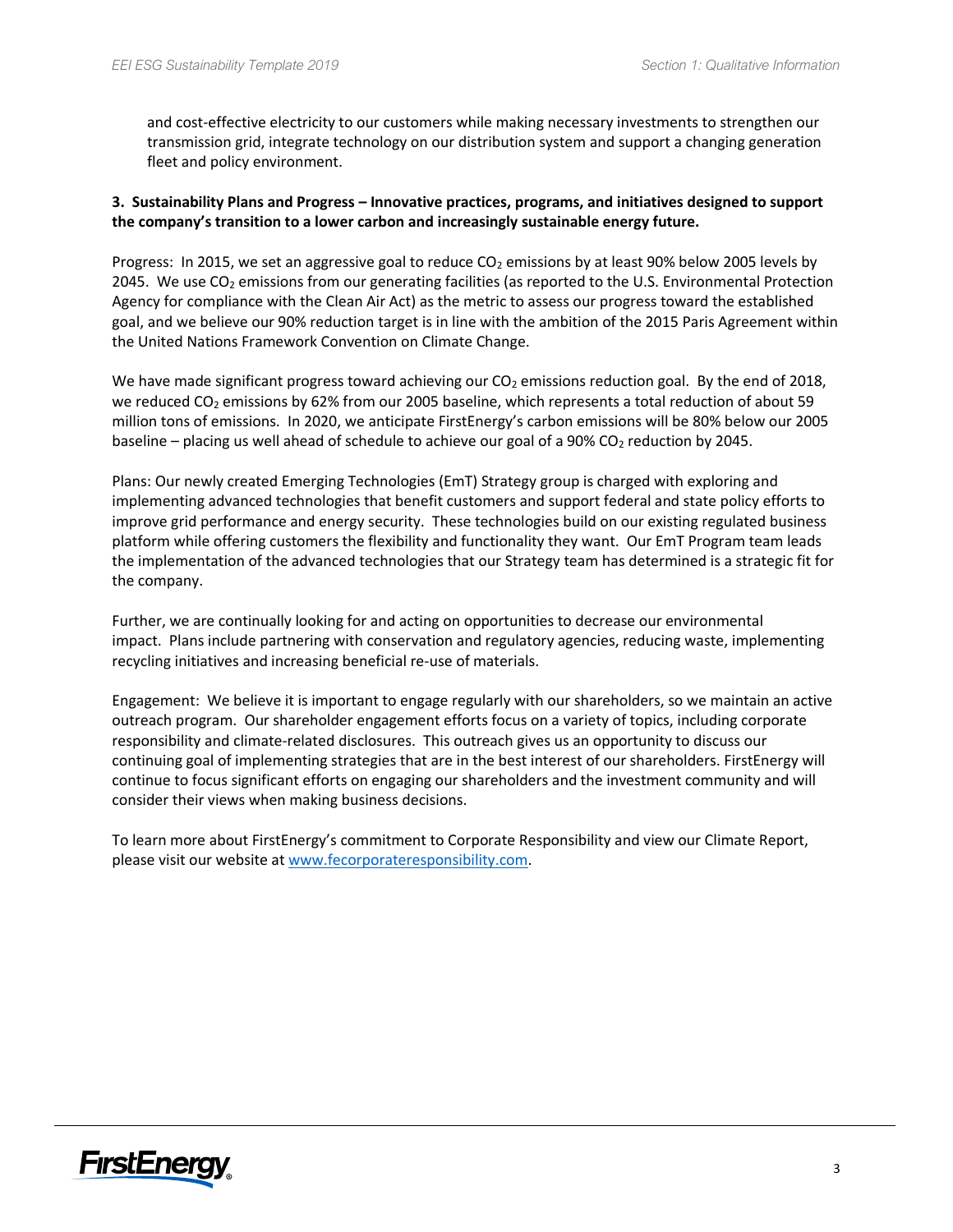and cost-effective electricity to our customers while making necessary investments to strengthen our transmission grid, integrate technology on our distribution system and support a changing generation fleet and policy environment.

**3. Sustainability Plans and Progress – Innovative practices, programs, and initiatives designed to support the company's transition to a lower carbon and increasingly sustainable energy future.**

Progress: In 2015, we set an aggressive goal to reduce $CO_2$ emissions by at least 90% below 2005 levels by 2045. We use $CO_2$ emissions from our generating facilities (as reported to the U.S. Environmental Protection Agency for compliance with the Clean Air Act) as the metric to assess our progress toward the established goal, and we believe our 90% reduction target is in line with the ambition of the 2015 Paris Agreement within the United Nations Framework Convention on Climate Change.

We have made significant progress toward achieving our $CO_2$ emissions reduction goal. By the end of 2018, we reduced $CO_2$ emissions by 62% from our 2005 baseline, which represents a total reduction of about 59 million tons of emissions. In 2020, we anticipate FirstEnergy's carbon emissions will be 80% below our 2005 baseline – placing us well ahead of schedule to achieve our goal of a 90% $CO_2$ reduction by 2045.

Plans: Our newly created Emerging Technologies (EmT) Strategy group is charged with exploring and implementing advanced technologies that benefit customers and support federal and state policy efforts to improve grid performance and energy security. These technologies build on our existing regulated business platform while offering customers the flexibility and functionality they want. Our EmT Program team leads the implementation of the advanced technologies that our Strategy team has determined is a strategic fit for the company.

Further, we are continually looking for and acting on opportunities to decrease our environmental impact. Plans include partnering with conservation and regulatory agencies, reducing waste, implementing recycling initiatives and increasing beneficial re-use of materials.

Engagement: We believe it is important to engage regularly with our shareholders, so we maintain an active outreach program. Our shareholder engagement efforts focus on a variety of topics, including corporate responsibility and climate-related disclosures. This outreach gives us an opportunity to discuss our continuing goal of implementing strategies that are in the best interest of our shareholders. FirstEnergy will continue to focus significant efforts on engaging our shareholders and the investment community and will consider their views when making business decisions.

To learn more about FirstEnergy's commitment to Corporate Responsibility and view our Climate Report, please visit our website at [www.fecorporateresponsibility.com](http://www.fecorporateresponsibility.com).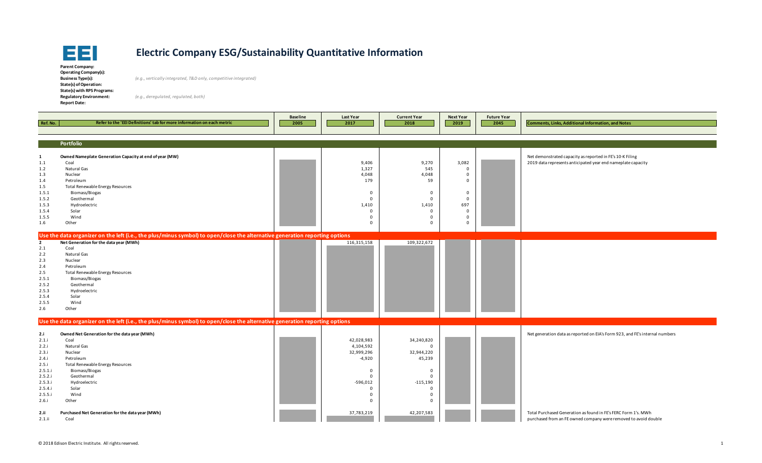# Electric Company ESG/Sustainability Quantitative Information

**Parent Company:**
**Operating Company(s):**
**Business Type(s):** *(e.g., vertically integrated, T&D only, competitive integrated)*
**State(s) of Operation:**
**State(s) with RPS Programs:**
**Regulatory Environment:** *(e.g., deregulated, regulated, both)*
**Report Date:**

| Ref. No. | Refer to the 'EEI Definitions' tab for more information on each metric | Baseline 2005 | Last Year 2017 | Current Year 2018 | Next Year 2019 | Future Year 2045 | Comments, Links, Additional Information, and Notes |
|---|---|---|---|---|---|---|---|
| | **Portfolio** | | | | | | |
| 1 | **Owned Nameplate Generation Capacity at end of year (MW)** | | | | | | Net demonstrated capacity as reported in FE's 10-K Filing |
| 1.1 | Coal | | 9,406 | 9,270 | 3,082 | | 2019 data represents anticipated year end nameplate capacity |
| 1.2 | Natural Gas | | 1,327 | 545 | 0 | | |
| 1.3 | Nuclear | | 4,048 | 4,048 | 0 | | |
| 1.4 | Petroleum | | 179 | 59 | 0 | | |
| 1.5 | Total Renewable Energy Resources | | | | | | |
| 1.5.1 | Biomass/Biogas | | 0 | 0 | 0 | | |
| 1.5.2 | Geothermal | | 0 | 0 | 0 | | |
| 1.5.3 | Hydroelectric | | 1,410 | 1,410 | 697 | | |
| 1.5.4 | Solar | | 0 | 0 | 0 | | |
| 1.5.5 | Wind | | 0 | 0 | 0 | | |
| 1.6 | Other | | 0 | 0 | 0 | | |
| | **Use the data organizer on the left (i.e., the plus/minus symbol) to open/close the alternative generation reporting options** | | | | | | |
| 2 | **Net Generation for the data year (MWh)** | | 116,315,158 | 109,322,672 | | | |
| 2.1 | Coal | | | | | | |
| 2.2 | Natural Gas | | | | | | |
| 2.3 | Nuclear | | | | | | |
| 2.4 | Petroleum | | | | | | |
| 2.5 | Total Renewable Energy Resources | | | | | | |
| 2.5.1 | Biomass/Biogas | | | | | | |
| 2.5.2 | Geothermal | | | | | | |
| 2.5.3 | Hydroelectric | | | | | | |
| 2.5.4 | Solar | | | | | | |
| 2.5.5 | Wind | | | | | | |
| 2.6 | Other | | | | | | |
| | **Use the data organizer on the left (i.e., the plus/minus symbol) to open/close the alternative generation reporting options** | | | | | | |
| 2.i | **Owned Net Generation for the data year (MWh)** | | | | | | Net generation data as reported on EIA's Form 923, and FE's internal numbers |
| 2.1.i | Coal | | 42,028,983 | 34,240,820 | | | |
| 2.2.i | Natural Gas | | 4,104,592 | 0 | | | |
| 2.3.i | Nuclear | | 32,999,296 | 32,944,220 | | | |
| 2.4.i | Petroleum | | -4,920 | 45,239 | | | |
| 2.5.i | Total Renewable Energy Resources | | | | | | |
| 2.5.1.i | Biomass/Biogas | | 0 | 0 | | | |
| 2.5.2.i | Geothermal | | 0 | 0 | | | |
| 2.5.3.i | Hydroelectric | | -596,012 | -115,190 | | | |
| 2.5.4.i | Solar | | 0 | 0 | | | |
| 2.5.5.i | Wind | | 0 | 0 | | | |
| 2.6.i | Other | | 0 | 0 | | | |
| 2.ii | **Purchased Net Generation for the data year (MWh)** | | 37,783,219 | 42,207,583 | | | Total Purchased Generation as found in FE's FERC Form 1's. MWh |
| 2.1.ii | Coal | | | | | | purchased from an FE owned company were removed to avoid double |

© 2018 Edison Electric Institute. All rights reserved.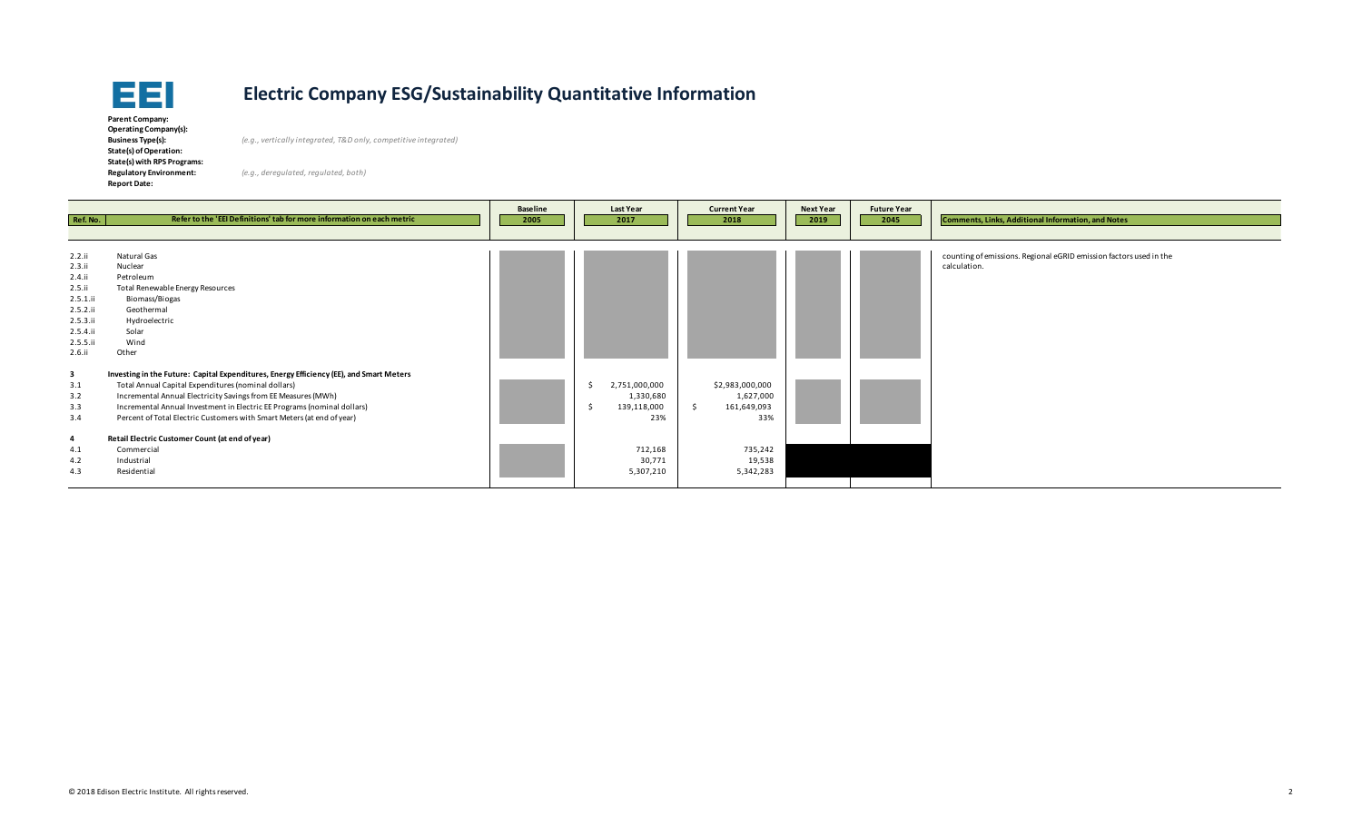# Electric Company ESG/Sustainability Quantitative Information

**Parent Company:**
**Operating Company(s):**
**Business Type(s):** *(e.g., vertically integrated, T&D only, competitive integrated)*
**State(s) of Operation:**
**State(s) with RPS Programs:**
**Regulatory Environment:** *(e.g., deregulated, regulated, both)*
**Report Date:**

| Ref. No. | Refer to the 'EEI Definitions' tab for more information on each metric | Baseline 2005 | Last Year 2017 | Current Year 2018 | Next Year 2019 | Future Year 2045 | Comments, Links, Additional Information, and Notes |
|---|---|---|---|---|---|---|---|
| 2.2.ii | Natural Gas | | | | | | counting of emissions. Regional eGRID emission factors used in the calculation. |
| 2.3.ii | Nuclear | | | | | | |
| 2.4.ii | Petroleum | | | | | | |
| 2.5.ii | Total Renewable Energy Resources | | | | | | |
| 2.5.1.ii | Biomass/Biogas | | | | | | |
| 2.5.2.ii | Geothermal | | | | | | |
| 2.5.3.ii | Hydroelectric | | | | | | |
| 2.5.4.ii | Solar | | | | | | |
| 2.5.5.ii | Wind | | | | | | |
| 2.6.ii | Other | | | | | | |
| **3** | **Investing in the Future: Capital Expenditures, Energy Efficiency (EE), and Smart Meters** | | | | | | |
| 3.1 | Total Annual Capital Expenditures (nominal dollars) | | $ 2,751,000,000 | $2,983,000,000 | | | |
| 3.2 | Incremental Annual Electricity Savings from EE Measures (MWh) | | 1,330,680 | 1,627,000 | | | |
| 3.3 | Incremental Annual Investment in Electric EE Programs (nominal dollars) | | $ 139,118,000 | $ 161,649,093 | | | |
| 3.4 | Percent of Total Electric Customers with Smart Meters (at end of year) | | 23% | 33% | | | |
| **4** | **Retail Electric Customer Count (at end of year)** | | | | | | |
| 4.1 | Commercial | | 712,168 | 735,242 | | | |
| 4.2 | Industrial | | 30,771 | 19,538 | | | |
| 4.3 | Residential | | 5,307,210 | 5,342,283 | | | |

© 2018 Edison Electric Institute. All rights reserved.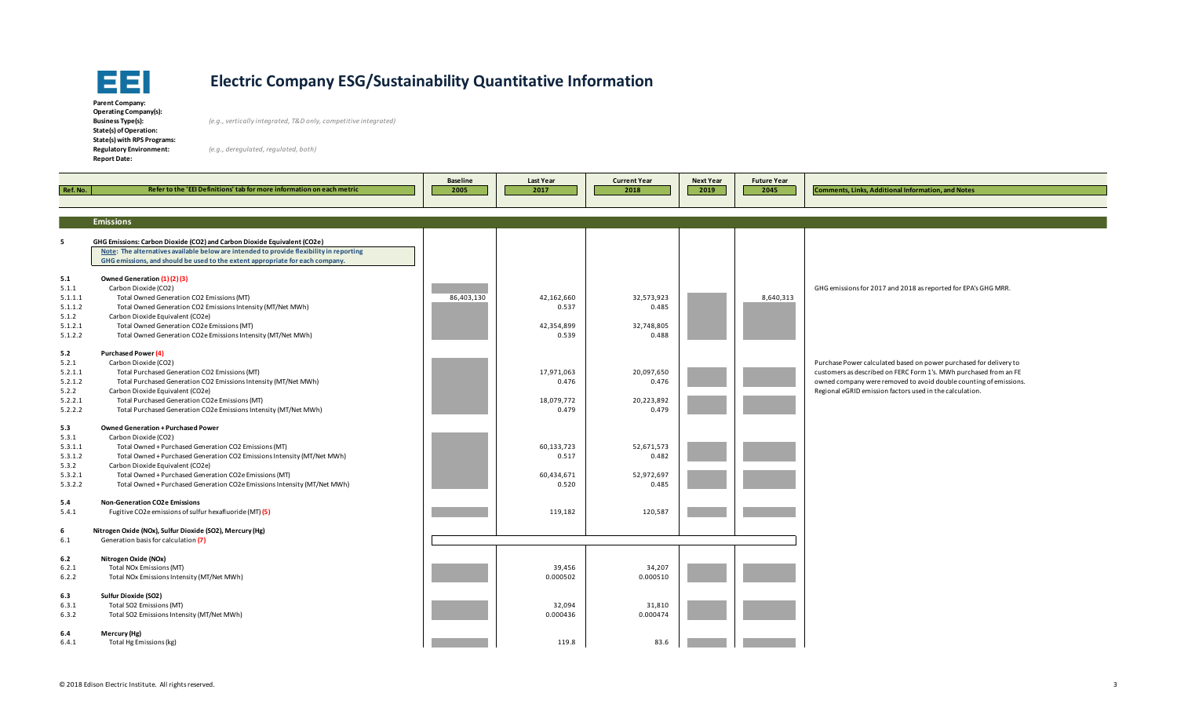# Electric Company ESG/Sustainability Quantitative Information

**Parent Company:**
**Operating Company(s):**
**Business Type(s):** *(e.g., vertically integrated, T&D only, competitive integrated)*
**State(s) of Operation:**
**State(s) with RPS Programs:**
**Regulatory Environment:** *(e.g., deregulated, regulated, both)*
**Report Date:**

| Ref. No. | Refer to the 'EEI Definitions' tab for more information on each metric | Baseline 2005 | Last Year 2017 | Current Year 2018 | Next Year 2019 | Future Year 2045 | Comments, Links, Additional Information, and Notes |
|---|---|---|---|---|---|---|---|
| | **Emissions** | | | | | | |
| **5** | **GHG Emissions: Carbon Dioxide ($CO_2$) and Carbon Dioxide Equivalent ($CO_2e$)** | | | | | | |
| | **Note: The alternatives available below are intended to provide flexibility in reporting GHG emissions, and should be used to the extent appropriate for each company.** | | | | | | |
| **5.1** | **Owned Generation (1) (2) (3)** | | | | | | |
| 5.1.1 | Carbon Dioxide (CO2) | | | | | | GHG emissions for 2017 and 2018 as reported for EPA's GHG MRR. |
| 5.1.1.1 | Total Owned Generation CO2 Emissions (MT) | 86,403,130 | 42,162,660 | 32,573,923 | | 8,640,313 | |
| 5.1.1.2 | Total Owned Generation CO2 Emissions Intensity (MT/Net MWh) | | 0.537 | 0.485 | | | |
| 5.1.2 | Carbon Dioxide Equivalent (CO2e) | | | | | | |
| 5.1.2.1 | Total Owned Generation CO2e Emissions (MT) | | 42,354,899 | 32,748,805 | | | |
| 5.1.2.2 | Total Owned Generation CO2e Emissions Intensity (MT/Net MWh) | | 0.539 | 0.488 | | | |
| **5.2** | **Purchased Power (4)** | | | | | | |
| 5.2.1 | Carbon Dioxide (CO2) | | | | | | Purchase Power calculated based on power purchased for delivery to customers as described on FERC Form 1's. MWh purchased from an FE owned company were removed to avoid double counting of emissions. Regional eGRID emission factors used in the calculation. |
| 5.2.1.1 | Total Purchased Generation CO2 Emissions (MT) | | 17,971,063 | 20,097,650 | | | |
| 5.2.1.2 | Total Purchased Generation CO2 Emissions Intensity (MT/Net MWh) | | 0.476 | 0.476 | | | |
| 5.2.2 | Carbon Dioxide Equivalent (CO2e) | | | | | | |
| 5.2.2.1 | Total Purchased Generation CO2e Emissions (MT) | | 18,079,772 | 20,223,892 | | | |
| 5.2.2.2 | Total Purchased Generation CO2e Emissions Intensity (MT/Net MWh) | | 0.479 | 0.479 | | | |
| **5.3** | **Owned Generation + Purchased Power** | | | | | | |
| 5.3.1 | Carbon Dioxide (CO2) | | | | | | |
| 5.3.1.1 | Total Owned + Purchased Generation CO2 Emissions (MT) | | 60,133,723 | 52,671,573 | | | |
| 5.3.1.2 | Total Owned + Purchased Generation CO2 Emissions Intensity (MT/Net MWh) | | 0.517 | 0.482 | | | |
| 5.3.2 | Carbon Dioxide Equivalent (CO2e) | | | | | | |
| 5.3.2.1 | Total Owned + Purchased Generation CO2e Emissions (MT) | | 60,434,671 | 52,972,697 | | | |
| 5.3.2.2 | Total Owned + Purchased Generation CO2e Emissions Intensity (MT/Net MWh) | | 0.520 | 0.485 | | | |
| **5.4** | **Non-Generation CO2e Emissions** | | | | | | |
| 5.4.1 | Fugitive CO2e emissions of sulfur hexafluoride (MT) (5) | | 119,182 | 120,587 | | | |
| **6** | **Nitrogen Oxide (NOx), Sulfur Dioxide (SO2), Mercury (Hg)** | | | | | | |
| 6.1 | Generation basis for calculation (7) | | | | | | |
| **6.2** | **Nitrogen Oxide (NOx)** | | | | | | |
| 6.2.1 | Total NOx Emissions (MT) | | 39,456 | 34,207 | | | |
| 6.2.2 | Total NOx Emissions Intensity (MT/Net MWh) | | 0.000502 | 0.000510 | | | |
| **6.3** | **Sulfur Dioxide (SO2)** | | | | | | |
| 6.3.1 | Total SO2 Emissions (MT) | | 32,094 | 31,810 | | | |
| 6.3.2 | Total SO2 Emissions Intensity (MT/Net MWh) | | 0.000436 | 0.000474 | | | |
| **6.4** | **Mercury (Hg)** | | | | | | |
| 6.4.1 | Total Hg Emissions (kg) | | 119.8 | 83.6 | | | |

© 2018 Edison Electric Institute. All rights reserved.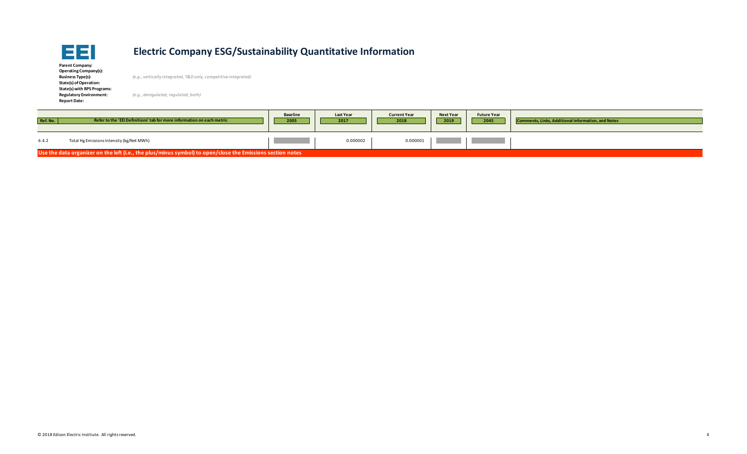# Electric Company ESG/Sustainability Quantitative Information

**Parent Company:**
**Operating Company(s):**
**Business Type(s):** *(e.g., vertically integrated, T&D only, competitive integrated)*
**State(s) of Operation:**
**State(s) with RPS Programs:**
**Regulatory Environment:** *(e.g., deregulated, regulated, both)*
**Report Date:**

| Ref. No. | Refer to the 'EEI Definitions' tab for more information on each metric | Baseline 2005 | Last Year 2017 | Current Year 2018 | Next Year 2019 | Future Year 2045 | Comments, Links, Additional Information, and Notes |
|---|---|---|---|---|---|---|---|
| 6.4.2 | Total Hg Emissions Intensity (kg/Net MWh) | | 0.000002 | 0.000001 | | | |

**Use the data organizer on the left (i.e., the plus/minus symbol) to open/close the Emissions section notes**

© 2018 Edison Electric Institute. All rights reserved.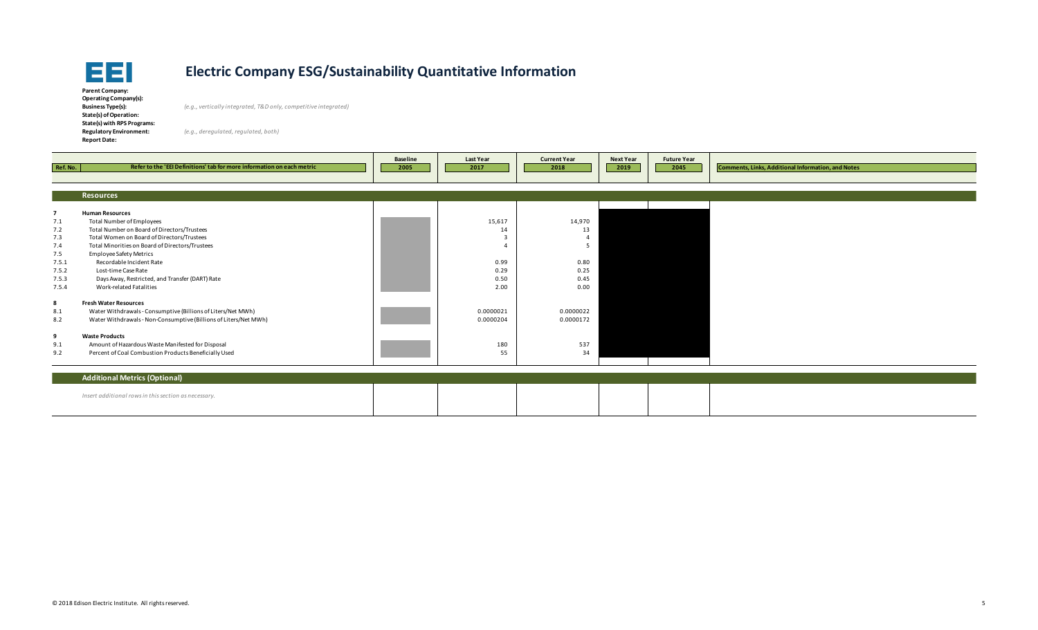# Electric Company ESG/Sustainability Quantitative Information

**Parent Company:**
**Operating Company(s):**
**Business Type(s):** *(e.g., vertically integrated, T&D only, competitive integrated)*
**State(s) of Operation:**
**State(s) with RPS Programs:**
**Regulatory Environment:** *(e.g., deregulated, regulated, both)*
**Report Date:**

| Ref. No. | Refer to the 'EEI Definitions' tab for more information on each metric | Baseline 2005 | Last Year 2017 | Current Year 2018 | Next Year 2019 | Future Year 2045 | Comments, Links, Additional Information, and Notes |
|---|---|---|---|---|---|---|---|
| | **Resources** | | | | | | |
| **7** | **Human Resources** | | | | | | |
| 7.1 | Total Number of Employees | | 15,617 | 14,970 | | | |
| 7.2 | Total Number on Board of Directors/Trustees | | 14 | 13 | | | |
| 7.3 | Total Women on Board of Directors/Trustees | | 3 | 4 | | | |
| 7.4 | Total Minorities on Board of Directors/Trustees | | 4 | 5 | | | |
| 7.5 | Employee Safety Metrics | | | | | | |
| 7.5.1 | Recordable Incident Rate | | 0.99 | 0.80 | | | |
| 7.5.2 | Lost-time Case Rate | | 0.29 | 0.25 | | | |
| 7.5.3 | Days Away, Restricted, and Transfer (DART) Rate | | 0.50 | 0.45 | | | |
| 7.5.4 | Work-related Fatalities | | 2.00 | 0.00 | | | |
| **8** | **Fresh Water Resources** | | | | | | |
| 8.1 | Water Withdrawals - Consumptive (Billions of Liters/Net MWh) | | 0.0000021 | 0.0000022 | | | |
| 8.2 | Water Withdrawals - Non-Consumptive (Billions of Liters/Net MWh) | | 0.0000204 | 0.0000172 | | | |
| **9** | **Waste Products** | | | | | | |
| 9.1 | Amount of Hazardous Waste Manifested for Disposal | | 180 | 537 | | | |
| 9.2 | Percent of Coal Combustion Products Beneficially Used | | 55 | 34 | | | |
| | **Additional Metrics (Optional)** | | | | | | |
| | *Insert additional rows in this section as necessary.* | | | | | | |

© 2018 Edison Electric Institute. All rights reserved.